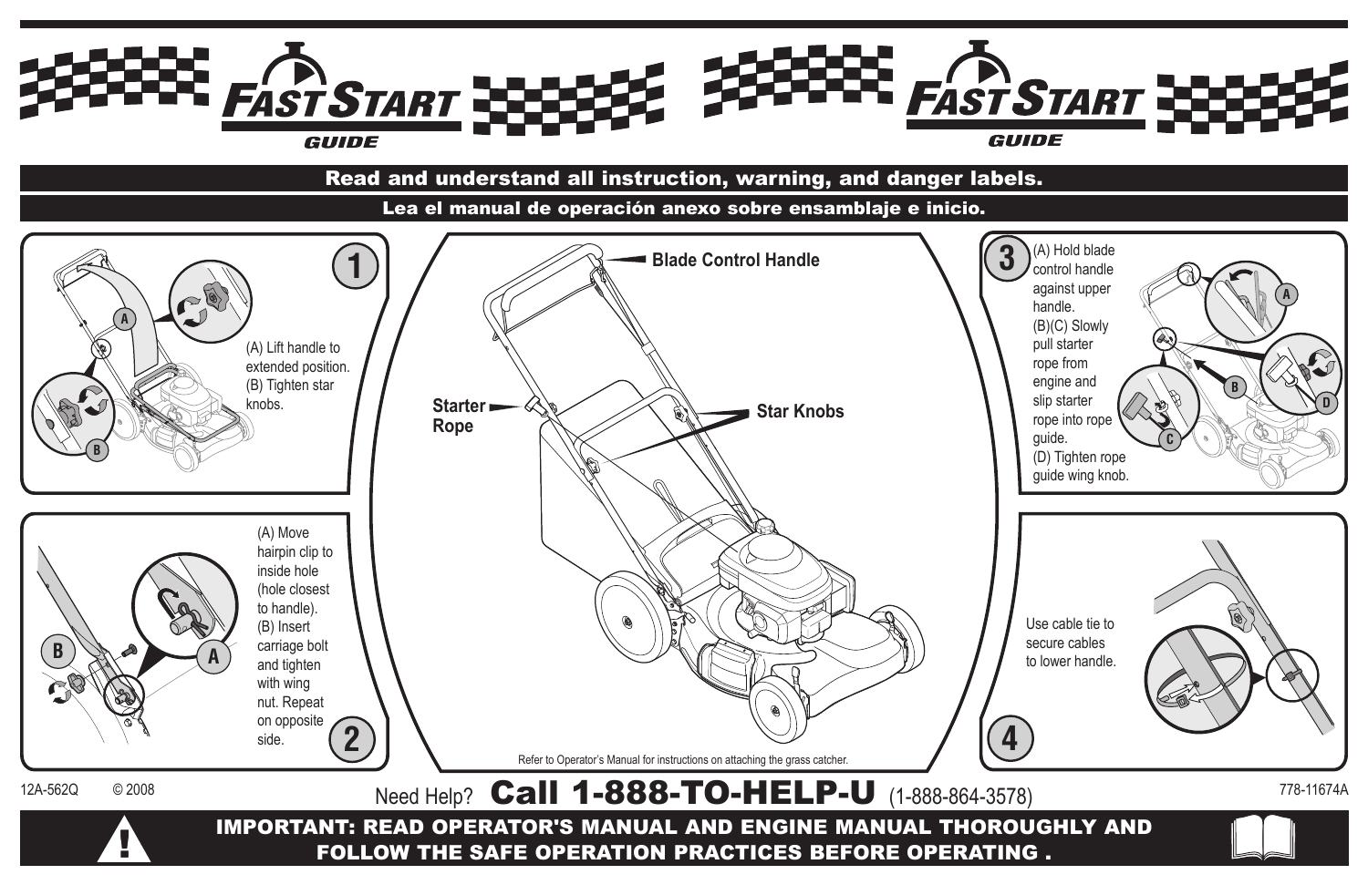# FAST START GUIDE

**Read and understand all instruction, warning, and danger labels.**

**Lea el manual de operación anexo sobre ensamblaje e inicio.**

## 1

(A) Lift handle to extended position.
(B) Tighten star knobs.

## 2

(A) Move hairpin clip to inside hole (hole closest to handle).
(B) Insert carriage bolt and tighten with wing nut. Repeat on opposite side.

Blade Control Handle

Starter Rope

Star Knobs

Refer to Operator's Manual for instructions on attaching the grass catcher.

## 3

(A) Hold blade control handle against upper handle.
(B)(C) Slowly pull starter rope from engine and slip starter rope into rope guide.
(D) Tighten rope guide wing knob.

## 4

Use cable tie to secure cables to lower handle.

12A-562Q © 2008

Need Help? **Call 1-888-TO-HELP-U** (1-888-864-3578)

778-11674A

**IMPORTANT: READ OPERATOR'S MANUAL AND ENGINE MANUAL THOROUGHLY AND FOLLOW THE SAFE OPERATION PRACTICES BEFORE OPERATING .**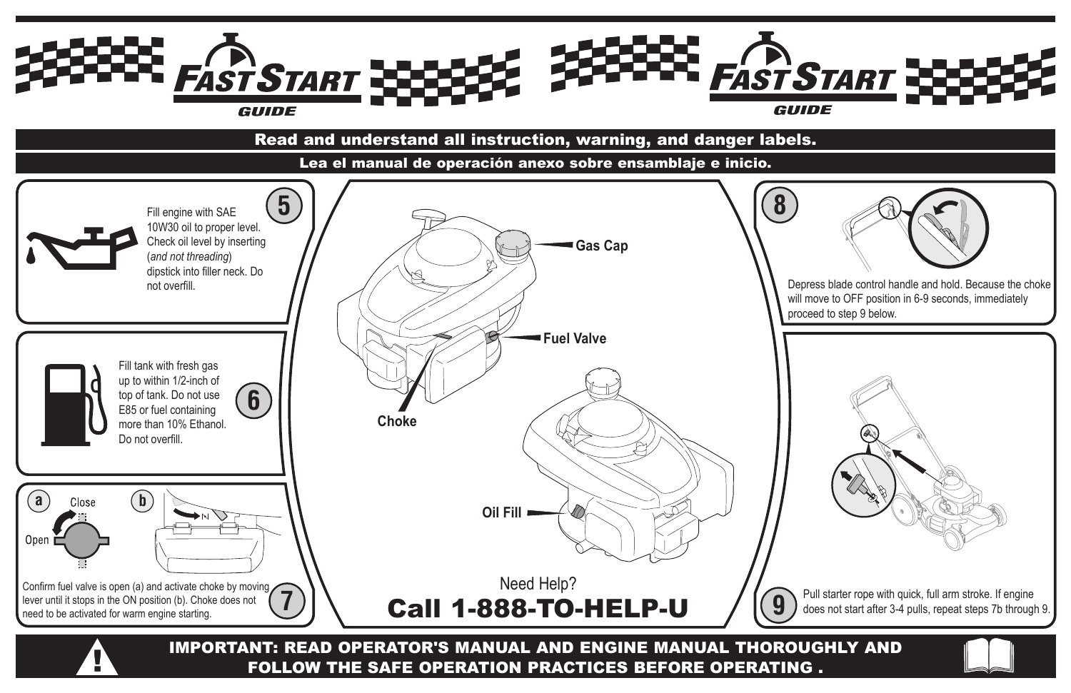# FAST START GUIDE

**Read and understand all instruction, warning, and danger labels.**

**Lea el manual de operación anexo sobre ensamblaje e inicio.**

## 5

Fill engine with SAE 10W30 oil to proper level. Check oil level by inserting (*and not threading*) dipstick into filler neck. Do not overfill.

## 6

Fill tank with fresh gas up to within 1/2-inch of top of tank. Do not use E85 or fuel containing more than 10% Ethanol. Do not overfill.

## 7

a

Close

Open

b

Confirm fuel valve is open (a) and activate choke by moving lever until it stops in the ON position (b). Choke does not need to be activated for warm engine starting.

Gas Cap

Fuel Valve

Choke

Oil Fill

Need Help?

**Call 1-888-TO-HELP-U**

## 8

Depress blade control handle and hold. Because the choke will move to OFF position in 6-9 seconds, immediately proceed to step 9 below.

## 9

Pull starter rope with quick, full arm stroke. If engine does not start after 3-4 pulls, repeat steps 7b through 9.

**IMPORTANT: READ OPERATOR'S MANUAL AND ENGINE MANUAL THOROUGHLY AND FOLLOW THE SAFE OPERATION PRACTICES BEFORE OPERATING .**